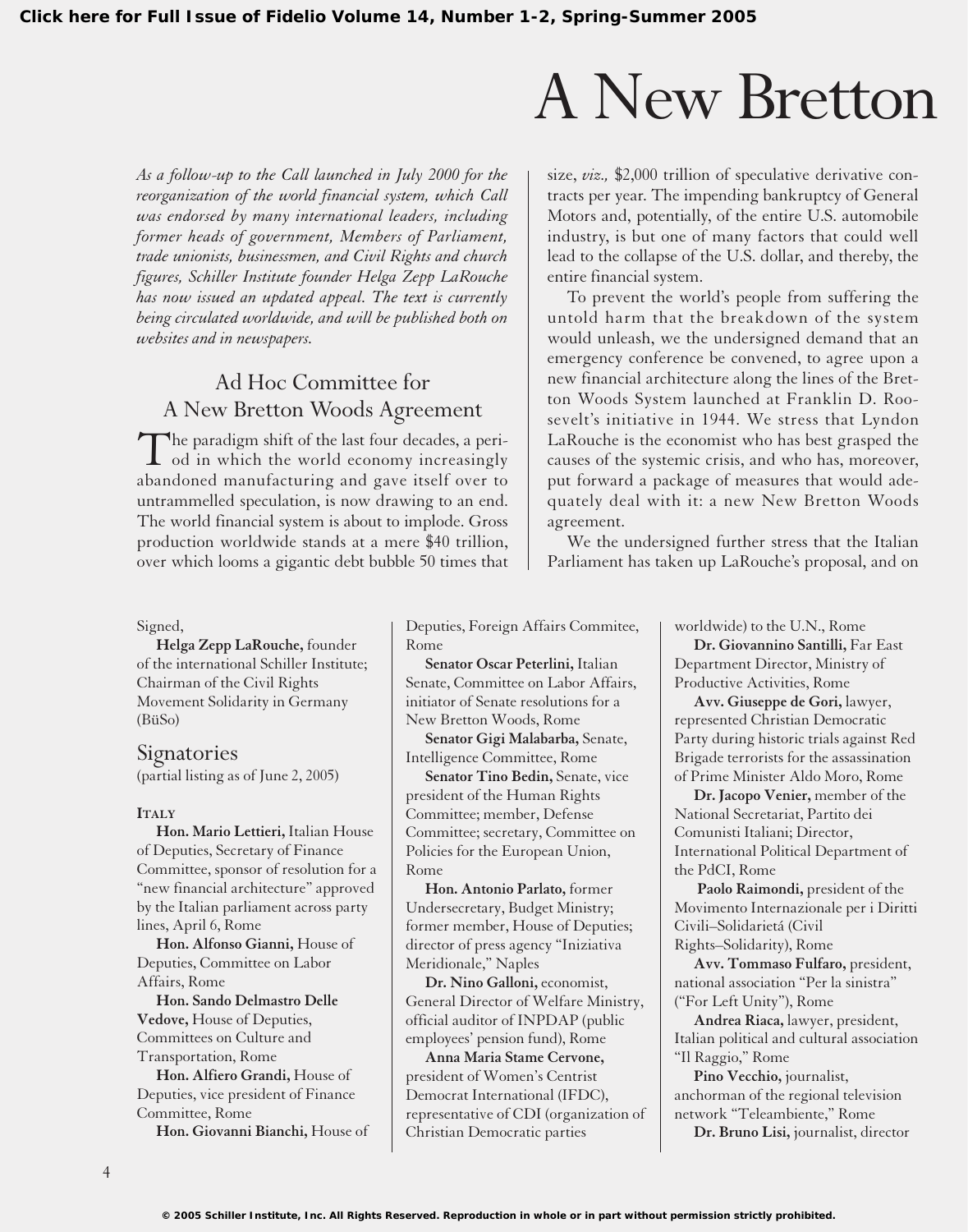Click here for Full Issue of Fidelio Volume 14, Number 1-2, Spring-Summer 2005

# A New Bretton

*As a follow-up to the Call launched in July 2000 for the reorganization of the world financial system, which Call was endorsed by many international leaders, including former heads of government, Members of Parliament, trade unionists, businessmen, and Civil Rights and church figures, Schiller Institute founder Helga Zepp LaRouche has now issued an updated appeal. The text is currently being circulated worldwide, and will be published both on websites and in newspapers.*

## Ad Hoc Committee for A New Bretton Woods Agreement

The paradigm shift of the last four decades, a period in which the world economy increasingly abandoned manufacturing and gave itself over to untrammelled speculation, is now drawing to an end. The world financial system is about to implode. Gross production worldwide stands at a mere $40 trillion, over which looms a gigantic debt bubble 50 times that size, *viz.,* $2,000 trillion of speculative derivative contracts per year. The impending bankruptcy of General Motors and, potentially, of the entire U.S. automobile industry, is but one of many factors that could well lead to the collapse of the U.S. dollar, and thereby, the entire financial system.

To prevent the world's people from suffering the untold harm that the breakdown of the system would unleash, we the undersigned demand that an emergency conference be convened, to agree upon a new financial architecture along the lines of the Bretton Woods System launched at Franklin D. Roosevelt's initiative in 1944. We stress that Lyndon LaRouche is the economist who has best grasped the causes of the systemic crisis, and who has, moreover, put forward a package of measures that would adequately deal with it: a new New Bretton Woods agreement.

We the undersigned further stress that the Italian Parliament has taken up LaRouche's proposal, and on

Signed,

**Helga Zepp LaRouche,** founder of the international Schiller Institute; Chairman of the Civil Rights Movement Solidarity in Germany (BüSo)

## Signatories

(partial listing as of June 2, 2005)

### Italy

**Hon. Mario Lettieri,** Italian House of Deputies, Secretary of Finance Committee, sponsor of resolution for a "new financial architecture" approved by the Italian parliament across party lines, April 6, Rome

**Hon. Alfonso Gianni,** House of Deputies, Committee on Labor Affairs, Rome

**Hon. Sando Delmastro Delle Vedove,** House of Deputies, Committees on Culture and Transportation, Rome

**Hon. Alfiero Grandi,** House of Deputies, vice president of Finance Committee, Rome

**Hon. Giovanni Bianchi,** House of Deputies, Foreign Affairs Commitee, Rome

**Senator Oscar Peterlini,** Italian Senate, Committee on Labor Affairs, initiator of Senate resolutions for a New Bretton Woods, Rome

**Senator Gigi Malabarba,** Senate, Intelligence Committee, Rome

**Senator Tino Bedin,** Senate, vice president of the Human Rights Committee; member, Defense Committee; secretary, Committee on Policies for the European Union, Rome

**Hon. Antonio Parlato,** former Undersecretary, Budget Ministry; former member, House of Deputies; director of press agency "Iniziativa Meridionale," Naples

**Dr. Nino Galloni,** economist, General Director of Welfare Ministry, official auditor of INPDAP (public employees' pension fund), Rome

**Anna Maria Stame Cervone,** president of Women's Centrist Democrat International (IFDC), representative of CDI (organization of Christian Democratic parties worldwide) to the U.N., Rome

**Dr. Giovannino Santilli,** Far East Department Director, Ministry of Productive Activities, Rome

**Avv. Giuseppe de Gori,** lawyer, represented Christian Democratic Party during historic trials against Red Brigade terrorists for the assassination of Prime Minister Aldo Moro, Rome

**Dr. Jacopo Venier,** member of the National Secretariat, Partito dei Comunisti Italiani; Director, International Political Department of the PdCI, Rome

**Paolo Raimondi,** president of the Movimento Internazionale per i Diritti Civili–Solidarietá (Civil Rights–Solidarity), Rome

**Avv. Tommaso Fulfaro,** president, national association "Per la sinistra" ("For Left Unity"), Rome

**Andrea Riaca,** lawyer, president, Italian political and cultural association "Il Raggio," Rome

**Pino Vecchio,** journalist, anchorman of the regional television network "Teleambiente," Rome

**Dr. Bruno Lisi,** journalist, director

© 2005 Schiller Institute, Inc. All Rights Reserved. Reproduction in whole or in part without permission strictly prohibited.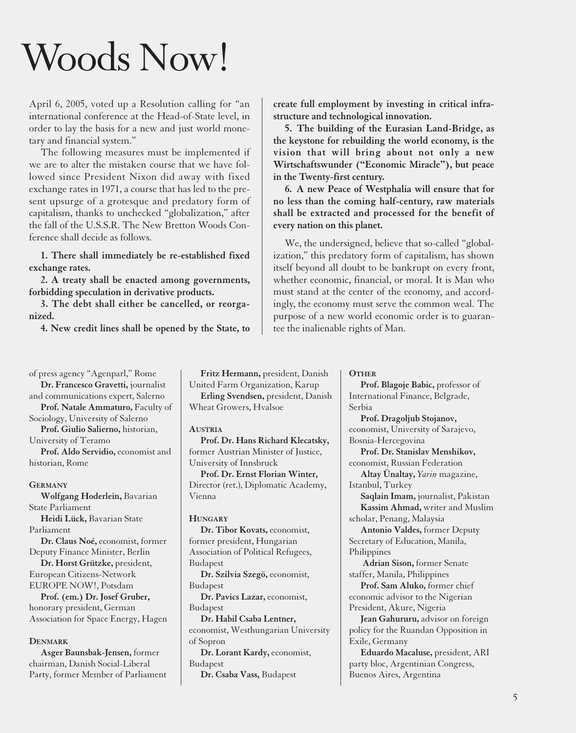# Woods Now!

April 6, 2005, voted up a Resolution calling for "an international conference at the Head-of-State level, in order to lay the basis for a new and just world monetary and financial system."

The following measures must be implemented if we are to alter the mistaken course that we have followed since President Nixon did away with fixed exchange rates in 1971, a course that has led to the present upsurge of a grotesque and predatory form of capitalism, thanks to unchecked "globalization," after the fall of the U.S.S.R. The New Bretton Woods Conference shall decide as follows.

**1. There shall immediately be re-established fixed exchange rates.**

**2. A treaty shall be enacted among governments, forbidding speculation in derivative products.**

**3. The debt shall either be cancelled, or reorganized.**

**4. New credit lines shall be opened by the State, to create full employment by investing in critical infrastructure and technological innovation.**

**5. The building of the Eurasian Land-Bridge, as the keystone for rebuilding the world economy, is the vision that will bring about not only a new Wirtschaftswunder ("Economic Miracle"), but peace in the Twenty-first century.**

**6. A new Peace of Westphalia will ensure that for no less than the coming half-century, raw materials shall be extracted and processed for the benefit of every nation on this planet.**

We, the undersigned, believe that so-called "globalization," this predatory form of capitalism, has shown itself beyond all doubt to be bankrupt on every front, whether economic, financial, or moral. It is Man who must stand at the center of the economy, and accordingly, the economy must serve the common weal. The purpose of a new world economic order is to guarantee the inalienable rights of Man.

of press agency "Agenparl," Rome

**Dr. Francesco Gravetti,** journalist and communications expert, Salerno

**Prof. Natale Ammaturo,** Faculty of Sociology, University of Salerno

**Prof. Giulio Salierno,** historian, University of Teramo

**Prof. Aldo Servidio,** economist and historian, Rome

**Germany**

**Wolfgang Hoderlein,** Bavarian State Parliament

**Heidi Lück,** Bavarian State Parliament

**Dr. Claus Noé,** economist, former Deputy Finance Minister, Berlin

**Dr. Horst Grützke,** president, European Citizens-Network EUROPE NOW!, Potsdam

**Prof. (em.) Dr. Josef Gruber,** honorary president, German Association for Space Energy, Hagen

**Denmark**

**Asger Baunsbak-Jensen,** former chairman, Danish Social-Liberal Party, former Member of Parliament

**Fritz Hermann,** president, Danish United Farm Organization, Karup

**Erling Svendsen,** president, Danish Wheat Growers, Hvalsoe

**Austria**

**Prof. Dr. Hans Richard Klecatsky,** former Austrian Minister of Justice, University of Innsbruck

**Prof. Dr. Ernst Florian Winter,** Director (ret.), Diplomatic Academy, Vienna

**Hungary**

**Dr. Tibor Kovats,** economist, former president, Hungarian Association of Political Refugees, Budapest

**Dr. Szilvia Szegö,** economist, Budapest

**Dr. Pavics Lazar,** economist, Budapest

**Dr. Habil Csaba Lentner,** economist, Westhungarian University of Sopron

**Dr. Lorant Kardy,** economist, Budapest

**Dr. Csaba Vass,** Budapest

**Other**

**Prof. Blagoje Babic,** professor of International Finance, Belgrade, Serbia

**Prof. Dragoljub Stojanov,** economist, University of Sarajevo, Bosnia-Hercegovina

**Prof. Dr. Stanislav Menshikov,** economist, Russian Federation

**Altay Ünaltay,** *Yarin* magazine, Istanbul, Turkey

**Saqlain Imam,** journalist, Pakistan

**Kassim Ahmad,** writer and Muslim scholar, Penang, Malaysia

**Antonio Valdes,** former Deputy Secretary of Education, Manila, Philippines

**Adrian Sison,** former Senate staffer, Manila, Philippines

**Prof. Sam Aluko,** former chief economic advisor to the Nigerian President, Akure, Nigeria

**Jean Gahururu,** advisor on foreign policy for the Ruandan Opposition in Exile, Germany

**Eduardo Macaluse,** president, ARI party bloc, Argentinian Congress, Buenos Aires, Argentina